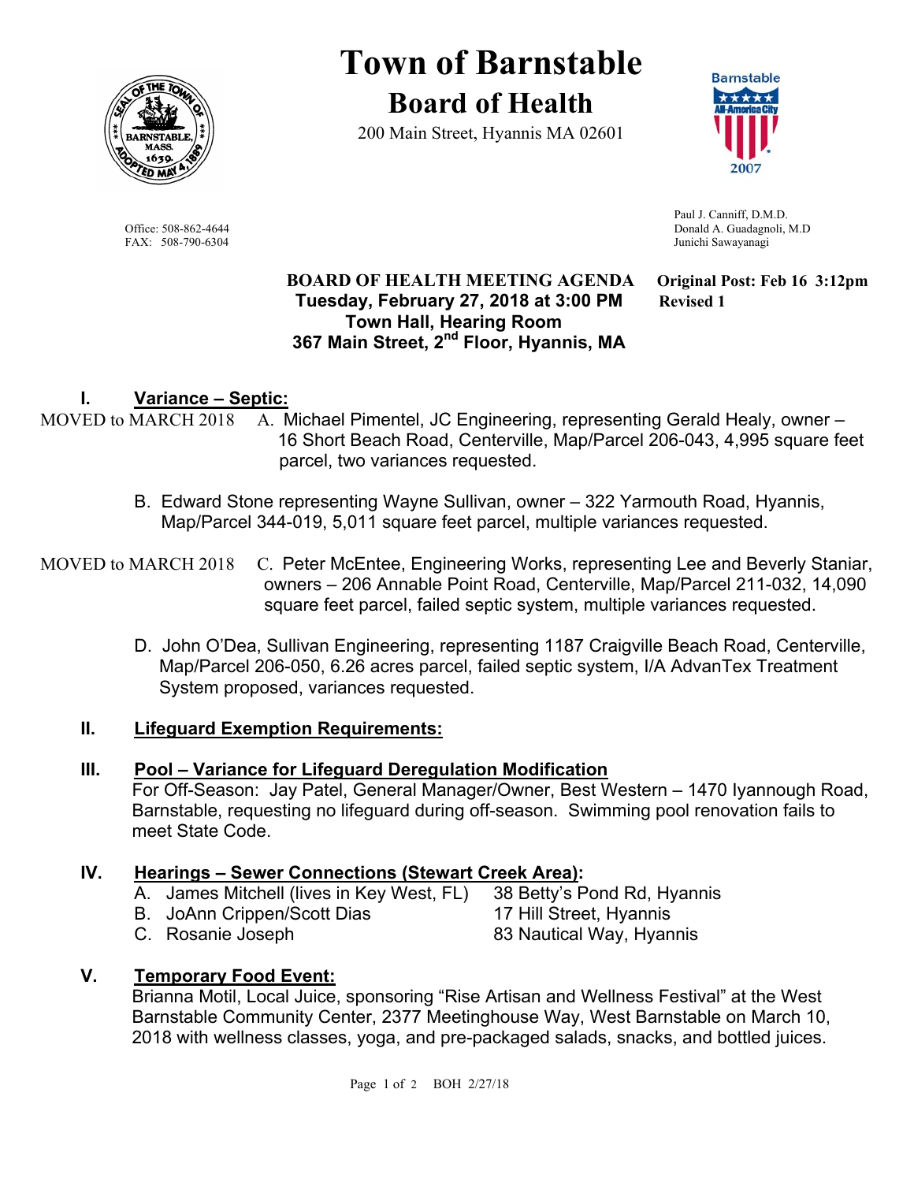# Town of Barnstable

## Board of Health

200 Main Street, Hyannis MA 02601

Office: 508-862-4644
FAX: 508-790-6304

Paul J. Canniff, D.M.D.
Donald A. Guadagnoli, M.D
Junichi Sawayanagi

**BOARD OF HEALTH MEETING AGENDA** **Original Post: Feb 16 3:12pm**
**Tuesday, February 27, 2018 at 3:00 PM** **Revised 1**
**Town Hall, Hearing Room**
**367 Main Street, 2nd Floor, Hyannis, MA**

## I. Variance – Septic:

MOVED to MARCH 2018 A. Michael Pimentel, JC Engineering, representing Gerald Healy, owner – 16 Short Beach Road, Centerville, Map/Parcel 206-043, 4,995 square feet parcel, two variances requested.

B. Edward Stone representing Wayne Sullivan, owner – 322 Yarmouth Road, Hyannis, Map/Parcel 344-019, 5,011 square feet parcel, multiple variances requested.

MOVED to MARCH 2018 C. Peter McEntee, Engineering Works, representing Lee and Beverly Staniar, owners – 206 Annable Point Road, Centerville, Map/Parcel 211-032, 14,090 square feet parcel, failed septic system, multiple variances requested.

D. John O'Dea, Sullivan Engineering, representing 1187 Craigville Beach Road, Centerville, Map/Parcel 206-050, 6.26 acres parcel, failed septic system, I/A AdvanTex Treatment System proposed, variances requested.

## II. Lifeguard Exemption Requirements:

## III. Pool – Variance for Lifeguard Deregulation Modification

For Off-Season: Jay Patel, General Manager/Owner, Best Western – 1470 Iyannough Road, Barnstable, requesting no lifeguard during off-season. Swimming pool renovation fails to meet State Code.

## IV. Hearings – Sewer Connections (Stewart Creek Area):

A. James Mitchell (lives in Key West, FL) 38 Betty's Pond Rd, Hyannis
B. JoAnn Crippen/Scott Dias 17 Hill Street, Hyannis
C. Rosanie Joseph 83 Nautical Way, Hyannis

## V. Temporary Food Event:

Brianna Motil, Local Juice, sponsoring "Rise Artisan and Wellness Festival" at the West Barnstable Community Center, 2377 Meetinghouse Way, West Barnstable on March 10, 2018 with wellness classes, yoga, and pre-packaged salads, snacks, and bottled juices.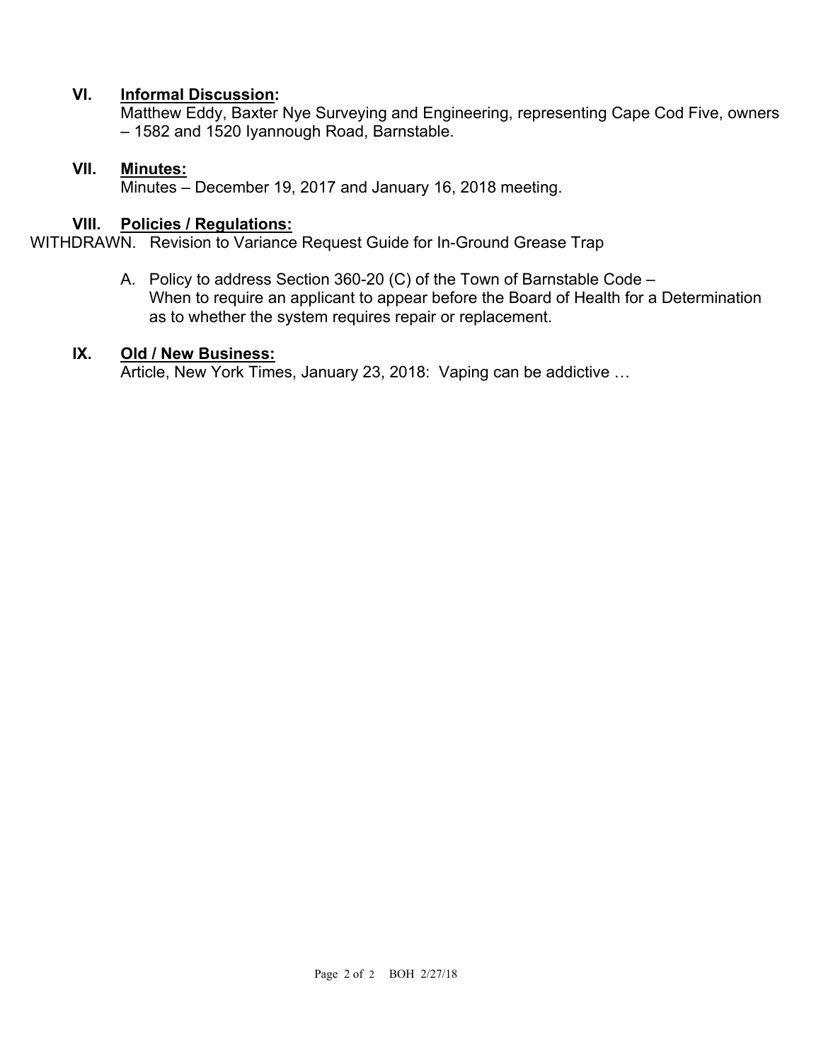## VI. Informal Discussion:

Matthew Eddy, Baxter Nye Surveying and Engineering, representing Cape Cod Five, owners – 1582 and 1520 Iyannough Road, Barnstable.

## VII. Minutes:

Minutes – December 19, 2017 and January 16, 2018 meeting.

## VIII. Policies / Regulations:

WITHDRAWN. Revision to Variance Request Guide for In-Ground Grease Trap

A. Policy to address Section 360-20 (C) of the Town of Barnstable Code – When to require an applicant to appear before the Board of Health for a Determination as to whether the system requires repair or replacement.

## IX. Old / New Business:

Article, New York Times, January 23, 2018: Vaping can be addictive …